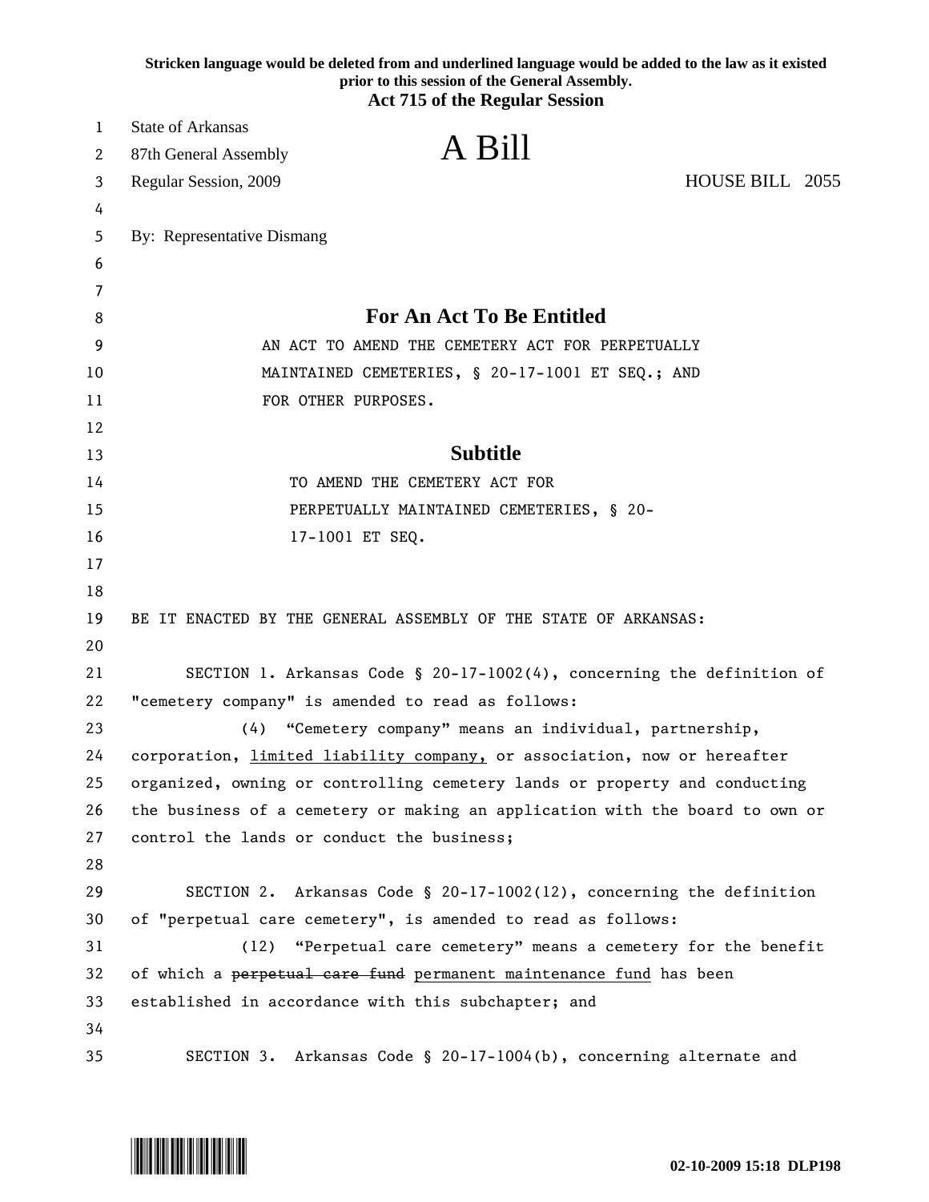**Stricken language would be deleted from and underlined language would be added to the law as it existed prior to this session of the General Assembly.**

**Act 715 of the Regular Session**

State of Arkansas
87th General Assembly
Regular Session, 2009

# A Bill

HOUSE BILL 2055

By: Representative Dismang

## For An Act To Be Entitled

AN ACT TO AMEND THE CEMETERY ACT FOR PERPETUALLY MAINTAINED CEMETERIES, § 20-17-1001 ET SEQ.; AND FOR OTHER PURPOSES.

## Subtitle

TO AMEND THE CEMETERY ACT FOR PERPETUALLY MAINTAINED CEMETERIES, § 20-17-1001 ET SEQ.

BE IT ENACTED BY THE GENERAL ASSEMBLY OF THE STATE OF ARKANSAS:

SECTION 1. Arkansas Code § 20-17-1002(4), concerning the definition of "cemetery company" is amended to read as follows:

(4) "Cemetery company" means an individual, partnership, corporation, <u>limited liability company,</u> or association, now or hereafter organized, owning or controlling cemetery lands or property and conducting the business of a cemetery or making an application with the board to own or control the lands or conduct the business;

SECTION 2. Arkansas Code § 20-17-1002(12), concerning the definition of "perpetual care cemetery", is amended to read as follows:

(12) "Perpetual care cemetery" means a cemetery for the benefit of which a ~~perpetual care fund~~ <u>permanent maintenance fund</u> has been established in accordance with this subchapter; and

SECTION 3. Arkansas Code § 20-17-1004(b), concerning alternate and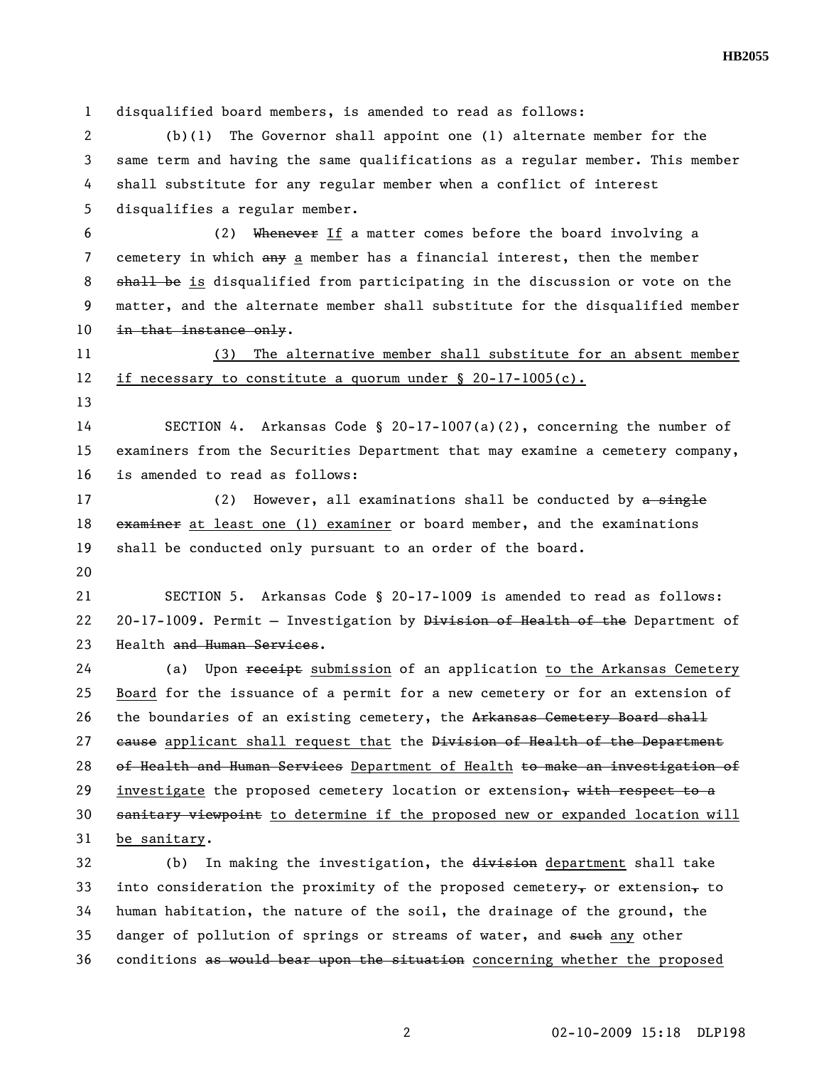disqualified board members, is amended to read as follows:

(b)(1) The Governor shall appoint one (1) alternate member for the same term and having the same qualifications as a regular member. This member shall substitute for any regular member when a conflict of interest disqualifies a regular member.

(2) ~~Whenever~~ <u>If</u> a matter comes before the board involving a cemetery in which ~~any~~ <u>a</u> member has a financial interest, then the member ~~shall be~~ <u>is</u> disqualified from participating in the discussion or vote on the matter, and the alternate member shall substitute for the disqualified member ~~in that instance only~~.

<u>(3) The alternative member shall substitute for an absent member if necessary to constitute a quorum under § 20-17-1005(c).</u>

SECTION 4. Arkansas Code § 20-17-1007(a)(2), concerning the number of examiners from the Securities Department that may examine a cemetery company, is amended to read as follows:

(2) However, all examinations shall be conducted by ~~a single examiner~~ <u>at least one (1) examiner</u> or board member, and the examinations shall be conducted only pursuant to an order of the board.

SECTION 5. Arkansas Code § 20-17-1009 is amended to read as follows:

20-17-1009. Permit — Investigation by ~~Division of Health of the~~ Department of Health ~~and Human Services~~.

(a) Upon ~~receipt~~ <u>submission</u> of an application <u>to the Arkansas Cemetery Board</u> for the issuance of a permit for a new cemetery or for an extension of the boundaries of an existing cemetery, the ~~Arkansas Cemetery Board shall cause~~ <u>applicant shall request that</u> the ~~Division of Health of the Department of Health and Human Services~~ <u>Department of Health</u> ~~to make an investigation of~~ <u>investigate</u> the proposed cemetery location or extension~~, with respect to a sanitary viewpoint~~ <u>to determine if the proposed new or expanded location will be sanitary</u>.

(b) In making the investigation, the ~~division~~ <u>department</u> shall take into consideration the proximity of the proposed cemetery~~,~~ or extension~~,~~ to human habitation, the nature of the soil, the drainage of the ground, the danger of pollution of springs or streams of water, and ~~such~~ <u>any</u> other conditions ~~as would bear upon the situation~~ <u>concerning whether the proposed</u>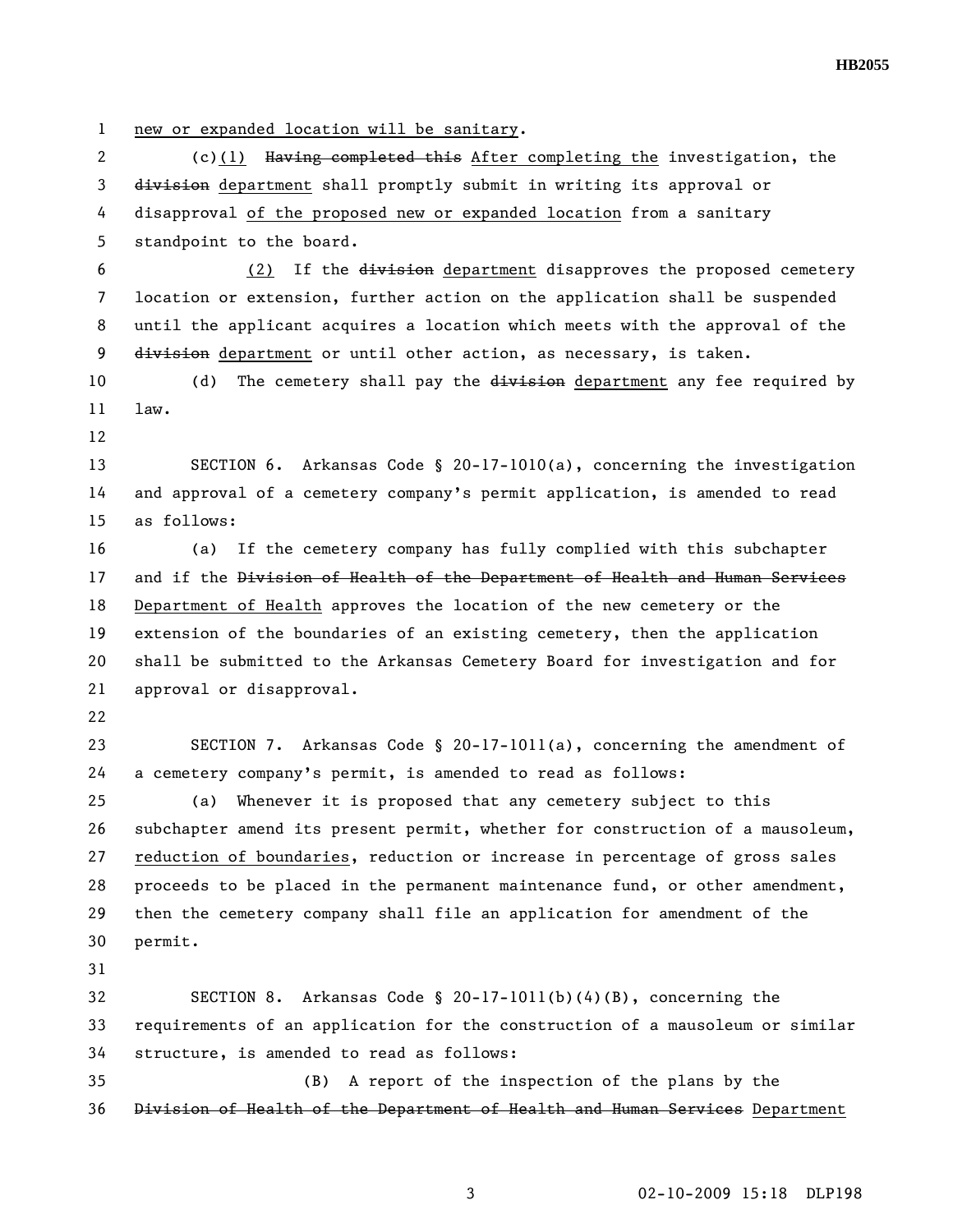new or expanded location will be sanitary.

(c)(1) ~~Having completed this~~ After completing the investigation, the ~~division~~ department shall promptly submit in writing its approval or disapproval of the proposed new or expanded location from a sanitary standpoint to the board.

(2) If the ~~division~~ department disapproves the proposed cemetery location or extension, further action on the application shall be suspended until the applicant acquires a location which meets with the approval of the ~~division~~ department or until other action, as necessary, is taken.

(d) The cemetery shall pay the ~~division~~ department any fee required by law.

SECTION 6. Arkansas Code § 20-17-1010(a), concerning the investigation and approval of a cemetery company's permit application, is amended to read as follows:

(a) If the cemetery company has fully complied with this subchapter and if the ~~Division of Health of the Department of Health and Human Services~~ Department of Health approves the location of the new cemetery or the extension of the boundaries of an existing cemetery, then the application shall be submitted to the Arkansas Cemetery Board for investigation and for approval or disapproval.

SECTION 7. Arkansas Code § 20-17-1011(a), concerning the amendment of a cemetery company's permit, is amended to read as follows:

(a) Whenever it is proposed that any cemetery subject to this subchapter amend its present permit, whether for construction of a mausoleum, reduction of boundaries, reduction or increase in percentage of gross sales proceeds to be placed in the permanent maintenance fund, or other amendment, then the cemetery company shall file an application for amendment of the permit.

SECTION 8. Arkansas Code § 20-17-1011(b)(4)(B), concerning the requirements of an application for the construction of a mausoleum or similar structure, is amended to read as follows:

(B) A report of the inspection of the plans by the ~~Division of Health of the Department of Health and Human Services~~ Department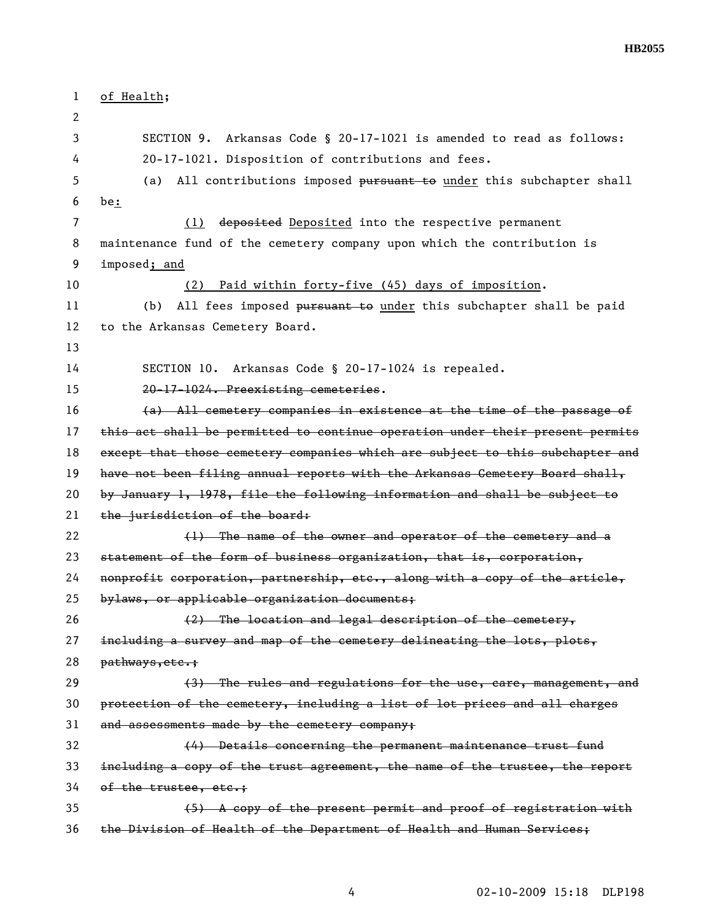of Health;

SECTION 9. Arkansas Code § 20-17-1021 is amended to read as follows:

20-17-1021. Disposition of contributions and fees.

(a) All contributions imposed ~~pursuant to~~ under this subchapter shall be:

(1) ~~deposited~~ Deposited into the respective permanent maintenance fund of the cemetery company upon which the contribution is imposed; and

(2) Paid within forty-five (45) days of imposition.

(b) All fees imposed ~~pursuant to~~ under this subchapter shall be paid to the Arkansas Cemetery Board.

SECTION 10. Arkansas Code § 20-17-1024 is repealed.

~~20-17-1024. Preexisting cemeteries.~~

~~(a) All cemetery companies in existence at the time of the passage of this act shall be permitted to continue operation under their present permits except that those cemetery companies which are subject to this subchapter and have not been filing annual reports with the Arkansas Cemetery Board shall, by January 1, 1978, file the following information and shall be subject to the jurisdiction of the board:~~

~~(1) The name of the owner and operator of the cemetery and a statement of the form of business organization, that is, corporation, nonprofit corporation, partnership, etc., along with a copy of the article, bylaws, or applicable organization documents;~~

~~(2) The location and legal description of the cemetery, including a survey and map of the cemetery delineating the lots, plots, pathways,etc.;~~

~~(3) The rules and regulations for the use, care, management, and protection of the cemetery, including a list of lot prices and all charges and assessments made by the cemetery company;~~

~~(4) Details concerning the permanent maintenance trust fund including a copy of the trust agreement, the name of the trustee, the report of the trustee, etc.;~~

~~(5) A copy of the present permit and proof of registration with the Division of Health of the Department of Health and Human Services;~~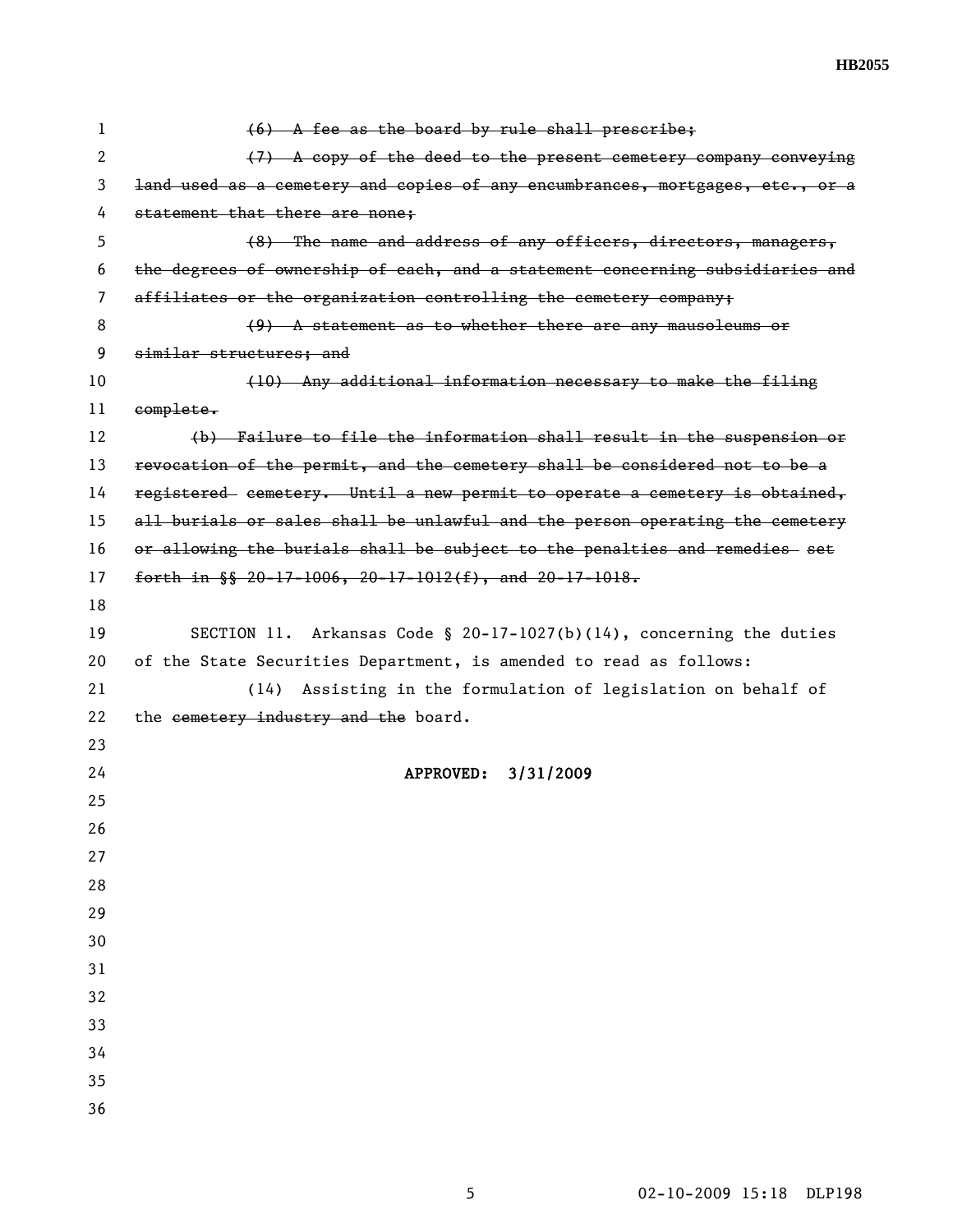~~(6) A fee as the board by rule shall prescribe;~~

~~(7) A copy of the deed to the present cemetery company conveying land used as a cemetery and copies of any encumbrances, mortgages, etc., or a statement that there are none;~~

~~(8) The name and address of any officers, directors, managers, the degrees of ownership of each, and a statement concerning subsidiaries and affiliates or the organization controlling the cemetery company;~~

~~(9) A statement as to whether there are any mausoleums or similar structures; and~~

~~(10) Any additional information necessary to make the filing complete.~~

~~(b) Failure to file the information shall result in the suspension or revocation of the permit, and the cemetery shall be considered not to be a registered cemetery. Until a new permit to operate a cemetery is obtained, all burials or sales shall be unlawful and the person operating the cemetery or allowing the burials shall be subject to the penalties and remedies set forth in §§ 20-17-1006, 20-17-1012(f), and 20-17-1018.~~

SECTION 11. Arkansas Code § 20-17-1027(b)(14), concerning the duties of the State Securities Department, is amended to read as follows:

(14) Assisting in the formulation of legislation on behalf of the ~~cemetery industry and the~~ board.

**APPROVED: 3/31/2009**